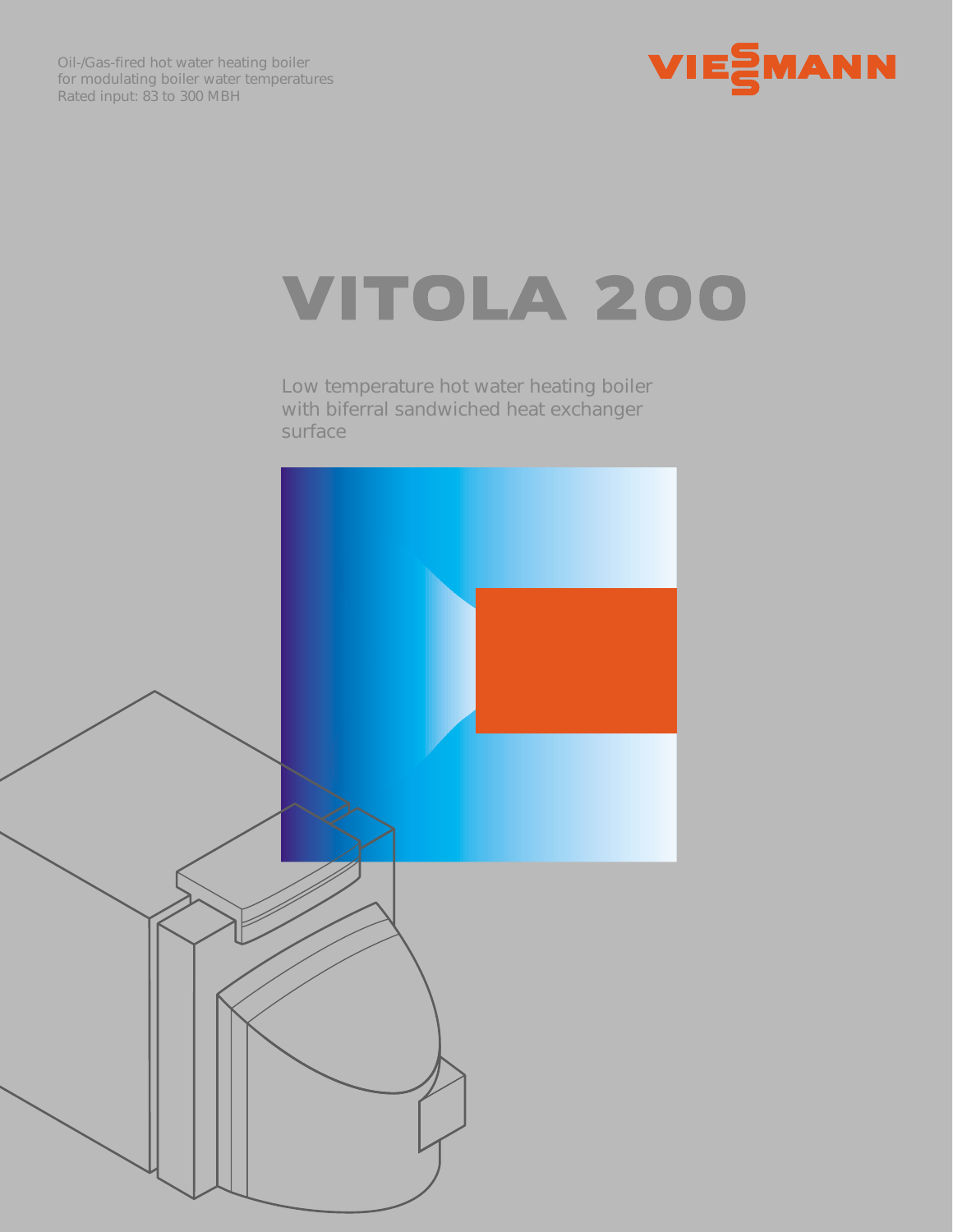Oil-/Gas-fired hot water heating boiler
for modulating boiler water temperatures
Rated input: 83 to 300 MBH

VIESSMANN

# VITOLA 200

Low temperature hot water heating boiler
with biferral sandwiched heat exchanger
surface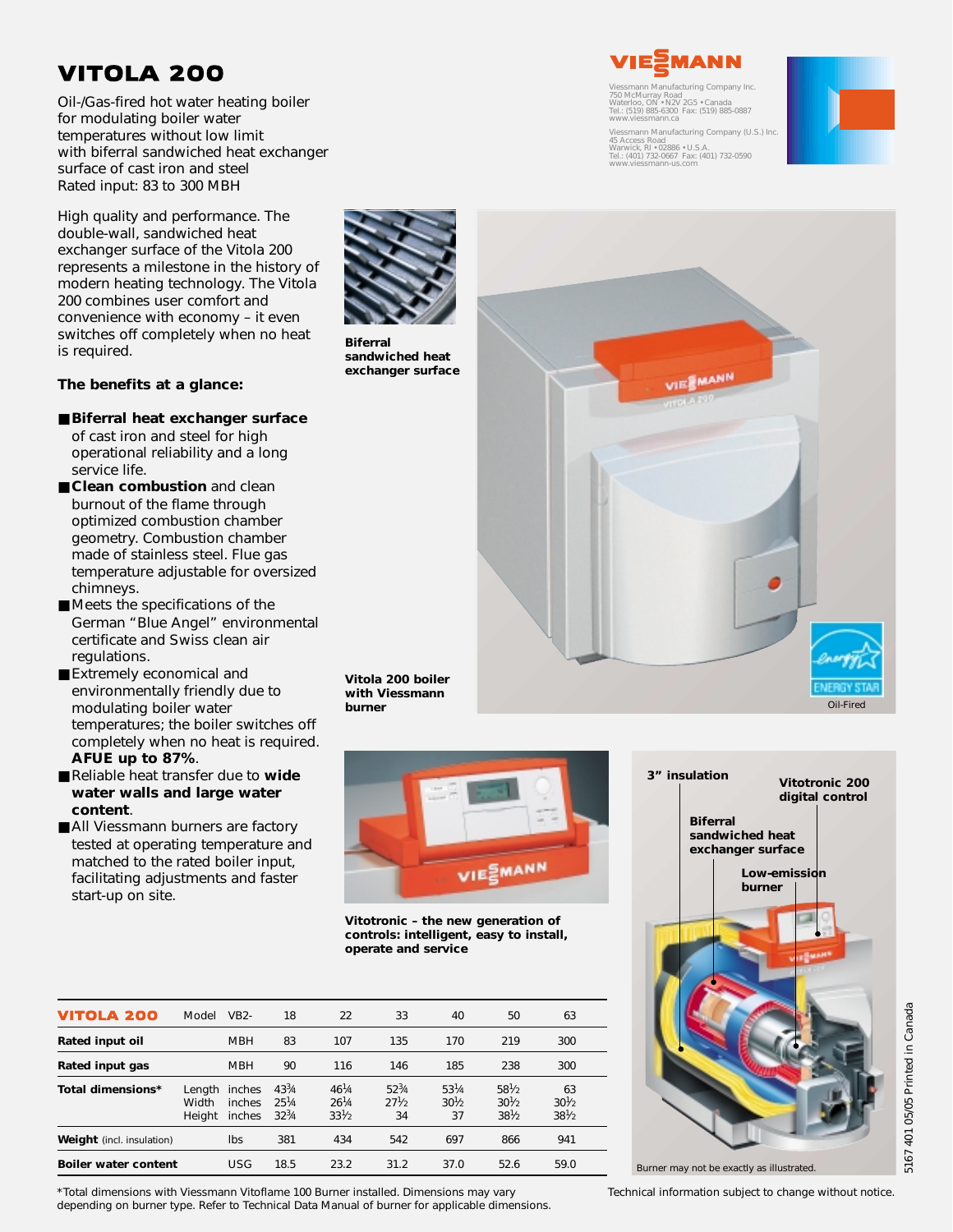# VITOLA 200

Oil-/Gas-fired hot water heating boiler for modulating boiler water temperatures without low limit with biferral sandwiched heat exchanger surface of cast iron and steel
Rated input: 83 to 300 MBH

Viessmann Manufacturing Company Inc.
750 McMurray Road
Waterloo, ON • N2V 2G5 • Canada
Tel.: (519) 885-6300 Fax: (519) 885-0887
www.viessmann.ca

Viessmann Manufacturing Company (U.S.) Inc.
45 Access Road
Warwick, RI • 02886 • U.S.A.
Tel.: (401) 732-0667 Fax: (401) 732-0590
www.viessmann-us.com

High quality and performance. The double-wall, sandwiched heat exchanger surface of the Vitola 200 represents a milestone in the history of modern heating technology. The Vitola 200 combines user comfort and convenience with economy – it even switches off completely when no heat is required.

**The benefits at a glance:**

- **Biferral heat exchanger surface** of cast iron and steel for high operational reliability and a long service life.
- **Clean combustion** and clean burnout of the flame through optimized combustion chamber geometry. Combustion chamber made of stainless steel. Flue gas temperature adjustable for oversized chimneys.
- Meets the specifications of the German "Blue Angel" environmental certificate and Swiss clean air regulations.
- Extremely economical and environmentally friendly due to modulating boiler water temperatures; the boiler switches off completely when no heat is required. **AFUE up to 87%**.
- Reliable heat transfer due to **wide water walls and large water content**.
- All Viessmann burners are factory tested at operating temperature and matched to the rated boiler input, facilitating adjustments and faster start-up on site.

**Biferral sandwiched heat exchanger surface**

**Vitola 200 boiler with Viessmann burner**

Oil-Fired

**Vitotronic – the new generation of controls: intelligent, easy to install, operate and service**

**3" insulation**

**Vitotronic 200 digital control**

**Biferral sandwiched heat exchanger surface**

**Low-emission burner**

Burner may not be exactly as illustrated.

| **VITOLA 200** | Model | VB2- | 18 | 22 | 33 | 40 | 50 | 63 |
|---|---|---|---|---|---|---|---|---|
| **Rated input oil** | | MBH | 83 | 107 | 135 | 170 | 219 | 300 |
| **Rated input gas** | | MBH | 90 | 116 | 146 | 185 | 238 | 300 |
| **Total dimensions*** | Length | inches | 43¾ | 46¼ | 52¾ | 53¼ | 58½ | 63 |
| | Width | inches | 25¼ | 26¼ | 27½ | 30½ | 30½ | 30½ |
| | Height | inches | 32¾ | 33½ | 34 | 37 | 38½ | 38½ |
| **Weight** (incl. insulation) | | lbs | 381 | 434 | 542 | 697 | 866 | 941 |
| **Boiler water content** | | USG | 18.5 | 23.2 | 31.2 | 37.0 | 52.6 | 59.0 |

*Total dimensions with Viessmann Vitoflame 100 Burner installed. Dimensions may vary depending on burner type. Refer to Technical Data Manual of burner for applicable dimensions.

Technical information subject to change without notice.

5167 401 05/05 Printed in Canada